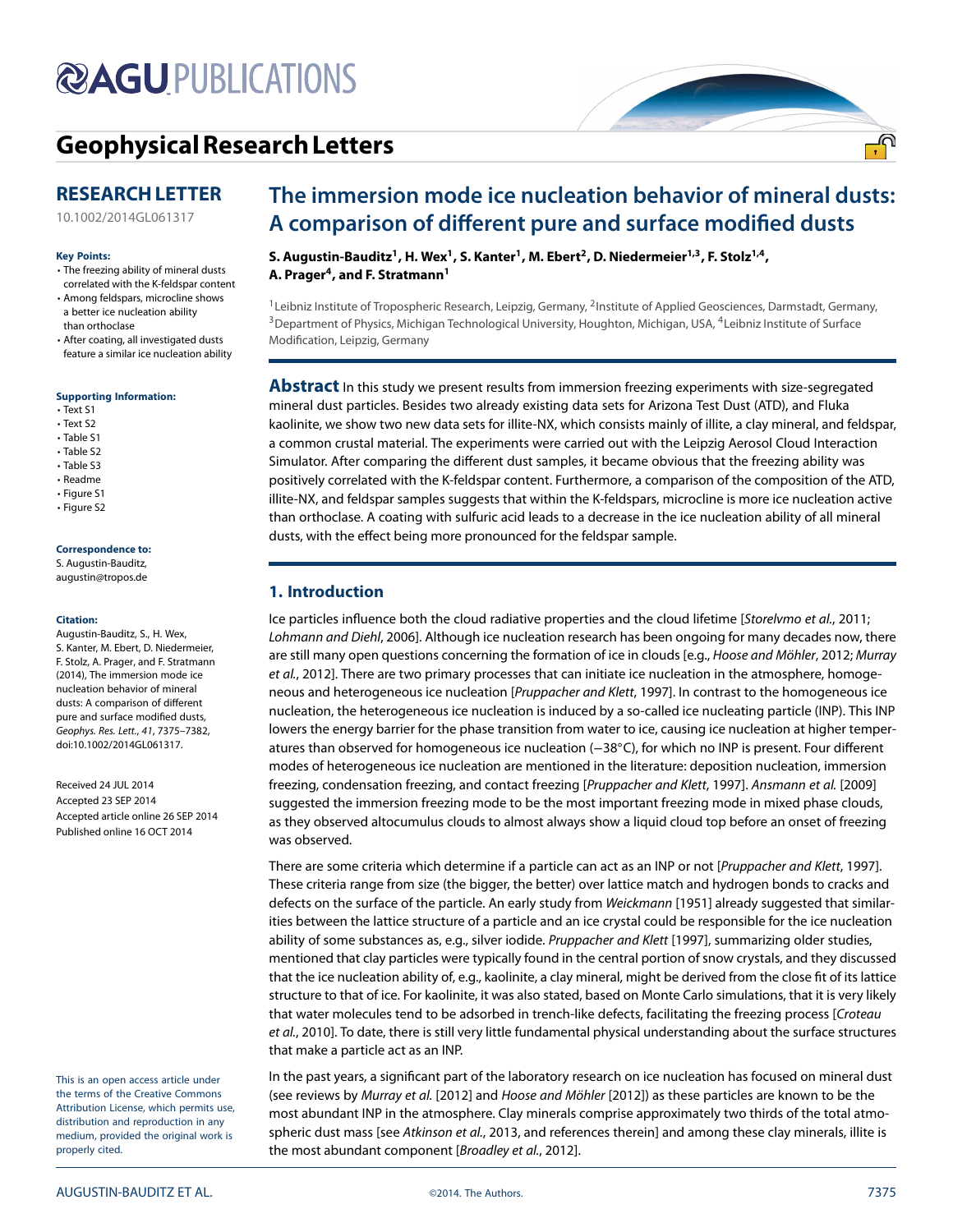# The immersion mode ice nucleation behavior of mineral dusts: A comparison of different pure and surface modified dusts

**RESEARCH LETTER**

10.1002/2014GL061317

**S. Augustin-Bauditz[1], H. Wex[1], S. Kanter[1], M. Ebert[2], D. Niedermeier[1,3], F. Stolz[1,4], A. Prager[4], and F. Stratmann[1]**

[1]Leibniz Institute of Tropospheric Research, Leipzig, Germany, [2]Institute of Applied Geosciences, Darmstadt, Germany, [3]Department of Physics, Michigan Technological University, Houghton, Michigan, USA, [4]Leibniz Institute of Surface Modification, Leipzig, Germany

**Key Points:**

- The freezing ability of mineral dusts correlated with the K-feldspar content
- Among feldspars, microcline shows a better ice nucleation ability than orthoclase
- After coating, all investigated dusts feature a similar ice nucleation ability

**Supporting Information:**

- Text S1
- Text S2
- Table S1
- Table S2
- Table S3
- Readme
- Figure S1
- Figure S2

**Correspondence to:**

S. Augustin-Bauditz,
augustin@tropos.de

**Citation:**

Augustin-Bauditz, S., H. Wex, S. Kanter, M. Ebert, D. Niedermeier, F. Stolz, A. Prager, and F. Stratmann (2014), The immersion mode ice nucleation behavior of mineral dusts: A comparison of different pure and surface modified dusts, *Geophys. Res. Lett.*, *41*, 7375–7382, doi:10.1002/2014GL061317.

Received 24 JUL 2014
Accepted 23 SEP 2014
Accepted article online 26 SEP 2014
Published online 16 OCT 2014

This is an open access article under the terms of the Creative Commons Attribution License, which permits use, distribution and reproduction in any medium, provided the original work is properly cited.

**Abstract** In this study we present results from immersion freezing experiments with size-segregated mineral dust particles. Besides two already existing data sets for Arizona Test Dust (ATD), and Fluka kaolinite, we show two new data sets for illite-NX, which consists mainly of illite, a clay mineral, and feldspar, a common crustal material. The experiments were carried out with the Leipzig Aerosol Cloud Interaction Simulator. After comparing the different dust samples, it became obvious that the freezing ability was positively correlated with the K-feldspar content. Furthermore, a comparison of the composition of the ATD, illite-NX, and feldspar samples suggests that within the K-feldspars, microcline is more ice nucleation active than orthoclase. A coating with sulfuric acid leads to a decrease in the ice nucleation ability of all mineral dusts, with the effect being more pronounced for the feldspar sample.

## 1. Introduction

Ice particles influence both the cloud radiative properties and the cloud lifetime [*Storelvmo et al.*, 2011; *Lohmann and Diehl*, 2006]. Although ice nucleation research has been ongoing for many decades now, there are still many open questions concerning the formation of ice in clouds [e.g., *Hoose and Möhler*, 2012; *Murray et al.*, 2012]. There are two primary processes that can initiate ice nucleation in the atmosphere, homogeneous and heterogeneous ice nucleation [*Pruppacher and Klett*, 1997]. In contrast to the homogeneous ice nucleation, the heterogeneous ice nucleation is induced by a so-called ice nucleating particle (INP). This INP lowers the energy barrier for the phase transition from water to ice, causing ice nucleation at higher temperatures than observed for homogeneous ice nucleation (−38°C), for which no INP is present. Four different modes of heterogeneous ice nucleation are mentioned in the literature: deposition nucleation, immersion freezing, condensation freezing, and contact freezing [*Pruppacher and Klett*, 1997]. *Ansmann et al.* [2009] suggested the immersion freezing mode to be the most important freezing mode in mixed phase clouds, as they observed altocumulus clouds to almost always show a liquid cloud top before an onset of freezing was observed.

There are some criteria which determine if a particle can act as an INP or not [*Pruppacher and Klett*, 1997]. These criteria range from size (the bigger, the better) over lattice match and hydrogen bonds to cracks and defects on the surface of the particle. An early study from *Weickmann* [1951] already suggested that similarities between the lattice structure of a particle and an ice crystal could be responsible for the ice nucleation ability of some substances as, e.g., silver iodide. *Pruppacher and Klett* [1997], summarizing older studies, mentioned that clay particles were typically found in the central portion of snow crystals, and they discussed that the ice nucleation ability of, e.g., kaolinite, a clay mineral, might be derived from the close fit of its lattice structure to that of ice. For kaolinite, it was also stated, based on Monte Carlo simulations, that it is very likely that water molecules tend to be adsorbed in trench-like defects, facilitating the freezing process [*Croteau et al.*, 2010]. To date, there is still very little fundamental physical understanding about the surface structures that make a particle act as an INP.

In the past years, a significant part of the laboratory research on ice nucleation has focused on mineral dust (see reviews by *Murray et al.* [2012] and *Hoose and Möhler* [2012]) as these particles are known to be the most abundant INP in the atmosphere. Clay minerals comprise approximately two thirds of the total atmospheric dust mass [see *Atkinson et al.*, 2013, and references therein] and among these clay minerals, illite is the most abundant component [*Broadley et al.*, 2012].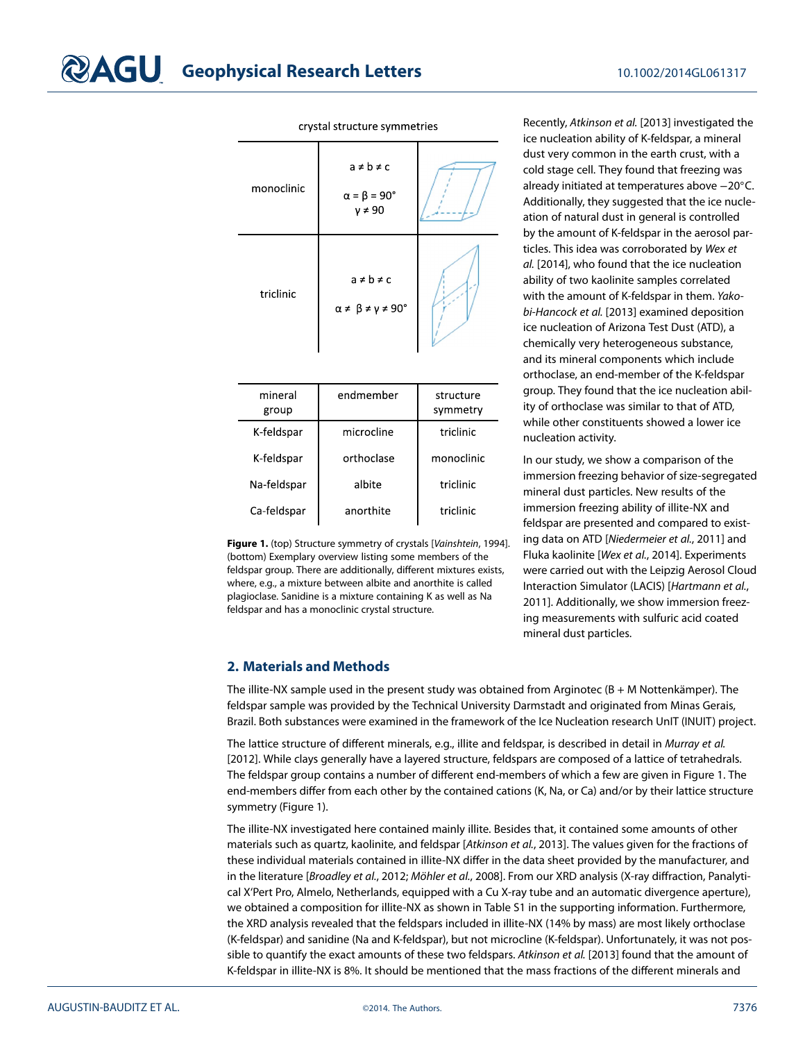crystal structure symmetries

| | | |
|---|---|---|
| monoclinic | a ≠ b ≠ c<br>α = β = 90°<br>γ ≠ 90 | |
| triclinic | a ≠ b ≠ c<br>α ≠ β ≠ γ ≠ 90° | |

| mineral group | endmember | structure symmetry |
|---|---|---|
| K-feldspar | microcline | triclinic |
| K-feldspar | orthoclase | monoclinic |
| Na-feldspar | albite | triclinic |
| Ca-feldspar | anorthite | triclinic |

**Figure 1.** (top) Structure symmetry of crystals [*Vainshtein*, 1994]. (bottom) Exemplary overview listing some members of the feldspar group. There are additionally, different mixtures exists, where, e.g., a mixture between albite and anorthite is called plagioclase. Sanidine is a mixture containing K as well as Na feldspar and has a monoclinic crystal structure.

Recently, *Atkinson et al.* [2013] investigated the ice nucleation ability of K-feldspar, a mineral dust very common in the earth crust, with a cold stage cell. They found that freezing was already initiated at temperatures above −20°C. Additionally, they suggested that the ice nucleation of natural dust in general is controlled by the amount of K-feldspar in the aerosol particles. This idea was corroborated by *Wex et al.* [2014], who found that the ice nucleation ability of two kaolinite samples correlated with the amount of K-feldspar in them. *Yakobi-Hancock et al.* [2013] examined deposition ice nucleation of Arizona Test Dust (ATD), a chemically very heterogeneous substance, and its mineral components which include orthoclase, an end-member of the K-feldspar group. They found that the ice nucleation ability of orthoclase was similar to that of ATD, while other constituents showed a lower ice nucleation activity.

In our study, we show a comparison of the immersion freezing behavior of size-segregated mineral dust particles. New results of the immersion freezing ability of illite-NX and feldspar are presented and compared to existing data on ATD [*Niedermeier et al.*, 2011] and Fluka kaolinite [*Wex et al.*, 2014]. Experiments were carried out with the Leipzig Aerosol Cloud Interaction Simulator (LACIS) [*Hartmann et al.*, 2011]. Additionally, we show immersion freezing measurements with sulfuric acid coated mineral dust particles.

## 2. Materials and Methods

The illite-NX sample used in the present study was obtained from Arginotec (B + M Nottenkämper). The feldspar sample was provided by the Technical University Darmstadt and originated from Minas Gerais, Brazil. Both substances were examined in the framework of the Ice Nucleation research UnIT (INUIT) project.

The lattice structure of different minerals, e.g., illite and feldspar, is described in detail in *Murray et al.* [2012]. While clays generally have a layered structure, feldspars are composed of a lattice of tetrahedrals. The feldspar group contains a number of different end-members of which a few are given in Figure 1. The end-members differ from each other by the contained cations (K, Na, or Ca) and/or by their lattice structure symmetry (Figure 1).

The illite-NX investigated here contained mainly illite. Besides that, it contained some amounts of other materials such as quartz, kaolinite, and feldspar [*Atkinson et al.*, 2013]. The values given for the fractions of these individual materials contained in illite-NX differ in the data sheet provided by the manufacturer, and in the literature [*Broadley et al.*, 2012; *Möhler et al.*, 2008]. From our XRD analysis (X-ray diffraction, Panalytical X'Pert Pro, Almelo, Netherlands, equipped with a Cu X-ray tube and an automatic divergence aperture), we obtained a composition for illite-NX as shown in Table S1 in the supporting information. Furthermore, the XRD analysis revealed that the feldspars included in illite-NX (14% by mass) are most likely orthoclase (K-feldspar) and sanidine (Na and K-feldspar), but not microcline (K-feldspar). Unfortunately, it was not possible to quantify the exact amounts of these two feldspars. *Atkinson et al.* [2013] found that the amount of K-feldspar in illite-NX is 8%. It should be mentioned that the mass fractions of the different minerals and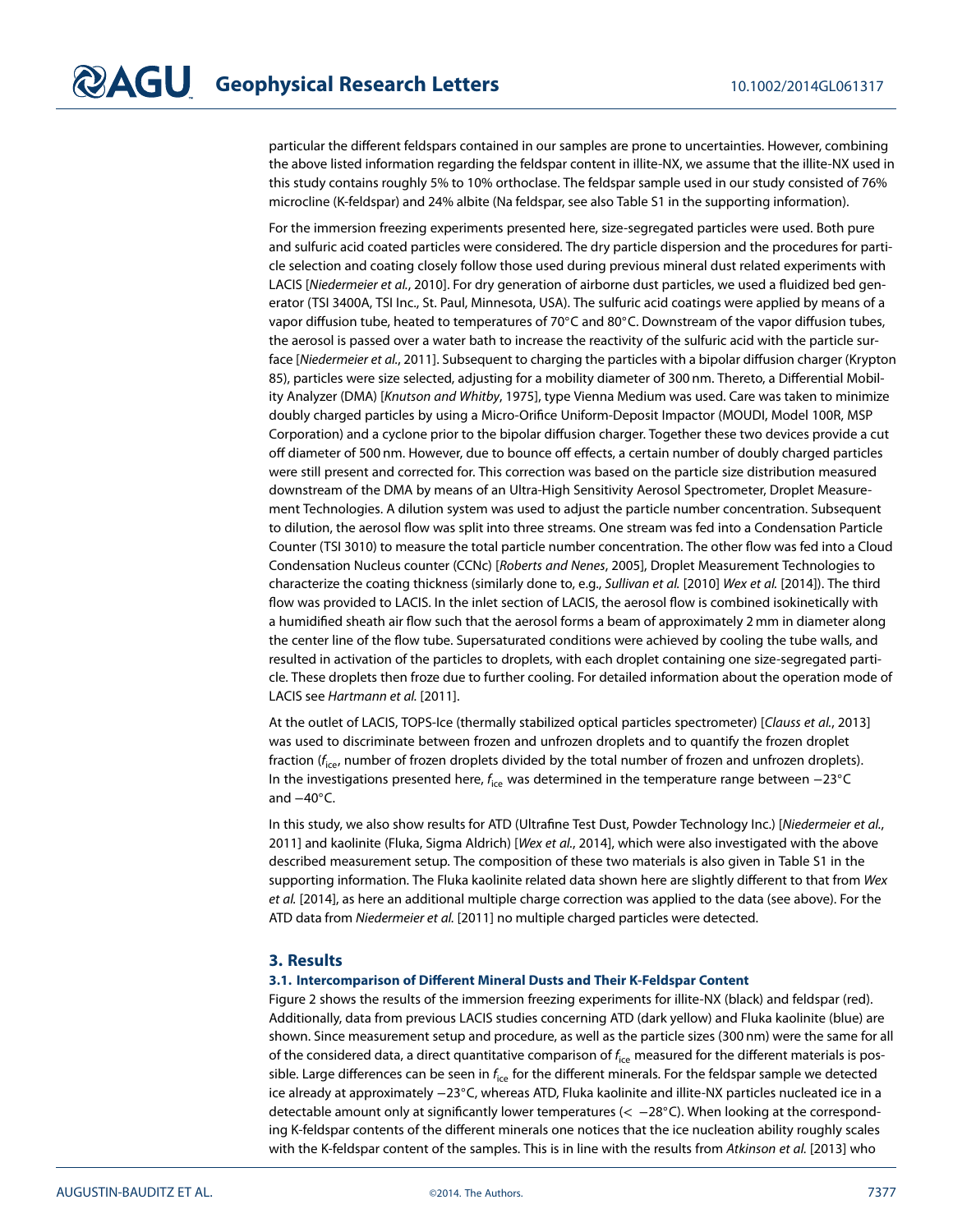particular the different feldspars contained in our samples are prone to uncertainties. However, combining the above listed information regarding the feldspar content in illite-NX, we assume that the illite-NX used in this study contains roughly 5% to 10% orthoclase. The feldspar sample used in our study consisted of 76% microcline (K-feldspar) and 24% albite (Na feldspar, see also Table S1 in the supporting information).

For the immersion freezing experiments presented here, size-segregated particles were used. Both pure and sulfuric acid coated particles were considered. The dry particle dispersion and the procedures for particle selection and coating closely follow those used during previous mineral dust related experiments with LACIS [*Niedermeier et al.*, 2010]. For dry generation of airborne dust particles, we used a fluidized bed generator (TSI 3400A, TSI Inc., St. Paul, Minnesota, USA). The sulfuric acid coatings were applied by means of a vapor diffusion tube, heated to temperatures of 70°C and 80°C. Downstream of the vapor diffusion tubes, the aerosol is passed over a water bath to increase the reactivity of the sulfuric acid with the particle surface [*Niedermeier et al.*, 2011]. Subsequent to charging the particles with a bipolar diffusion charger (Krypton 85), particles were size selected, adjusting for a mobility diameter of 300 nm. Thereto, a Differential Mobility Analyzer (DMA) [*Knutson and Whitby*, 1975], type Vienna Medium was used. Care was taken to minimize doubly charged particles by using a Micro-Orifice Uniform-Deposit Impactor (MOUDI, Model 100R, MSP Corporation) and a cyclone prior to the bipolar diffusion charger. Together these two devices provide a cut off diameter of 500 nm. However, due to bounce off effects, a certain number of doubly charged particles were still present and corrected for. This correction was based on the particle size distribution measured downstream of the DMA by means of an Ultra-High Sensitivity Aerosol Spectrometer, Droplet Measurement Technologies. A dilution system was used to adjust the particle number concentration. Subsequent to dilution, the aerosol flow was split into three streams. One stream was fed into a Condensation Particle Counter (TSI 3010) to measure the total particle number concentration. The other flow was fed into a Cloud Condensation Nucleus counter (CCNc) [*Roberts and Nenes*, 2005], Droplet Measurement Technologies to characterize the coating thickness (similarly done to, e.g., *Sullivan et al.* [2010] *Wex et al.* [2014]). The third flow was provided to LACIS. In the inlet section of LACIS, the aerosol flow is combined isokinetically with a humidified sheath air flow such that the aerosol forms a beam of approximately 2 mm in diameter along the center line of the flow tube. Supersaturated conditions were achieved by cooling the tube walls, and resulted in activation of the particles to droplets, with each droplet containing one size-segregated particle. These droplets then froze due to further cooling. For detailed information about the operation mode of LACIS see *Hartmann et al.* [2011].

At the outlet of LACIS, TOPS-Ice (thermally stabilized optical particles spectrometer) [*Clauss et al.*, 2013] was used to discriminate between frozen and unfrozen droplets and to quantify the frozen droplet fraction ($f_{ice}$, number of frozen droplets divided by the total number of frozen and unfrozen droplets). In the investigations presented here, $f_{ice}$ was determined in the temperature range between −23°C and −40°C.

In this study, we also show results for ATD (Ultrafine Test Dust, Powder Technology Inc.) [*Niedermeier et al.*, 2011] and kaolinite (Fluka, Sigma Aldrich) [*Wex et al.*, 2014], which were also investigated with the above described measurement setup. The composition of these two materials is also given in Table S1 in the supporting information. The Fluka kaolinite related data shown here are slightly different to that from *Wex et al.* [2014], as here an additional multiple charge correction was applied to the data (see above). For the ATD data from *Niedermeier et al.* [2011] no multiple charged particles were detected.

## 3. Results

### 3.1. Intercomparison of Different Mineral Dusts and Their K-Feldspar Content

Figure 2 shows the results of the immersion freezing experiments for illite-NX (black) and feldspar (red). Additionally, data from previous LACIS studies concerning ATD (dark yellow) and Fluka kaolinite (blue) are shown. Since measurement setup and procedure, as well as the particle sizes (300 nm) were the same for all of the considered data, a direct quantitative comparison of $f_{ice}$ measured for the different materials is possible. Large differences can be seen in $f_{ice}$ for the different minerals. For the feldspar sample we detected ice already at approximately −23°C, whereas ATD, Fluka kaolinite and illite-NX particles nucleated ice in a detectable amount only at significantly lower temperatures (< −28°C). When looking at the corresponding K-feldspar contents of the different minerals one notices that the ice nucleation ability roughly scales with the K-feldspar content of the samples. This is in line with the results from *Atkinson et al.* [2013] who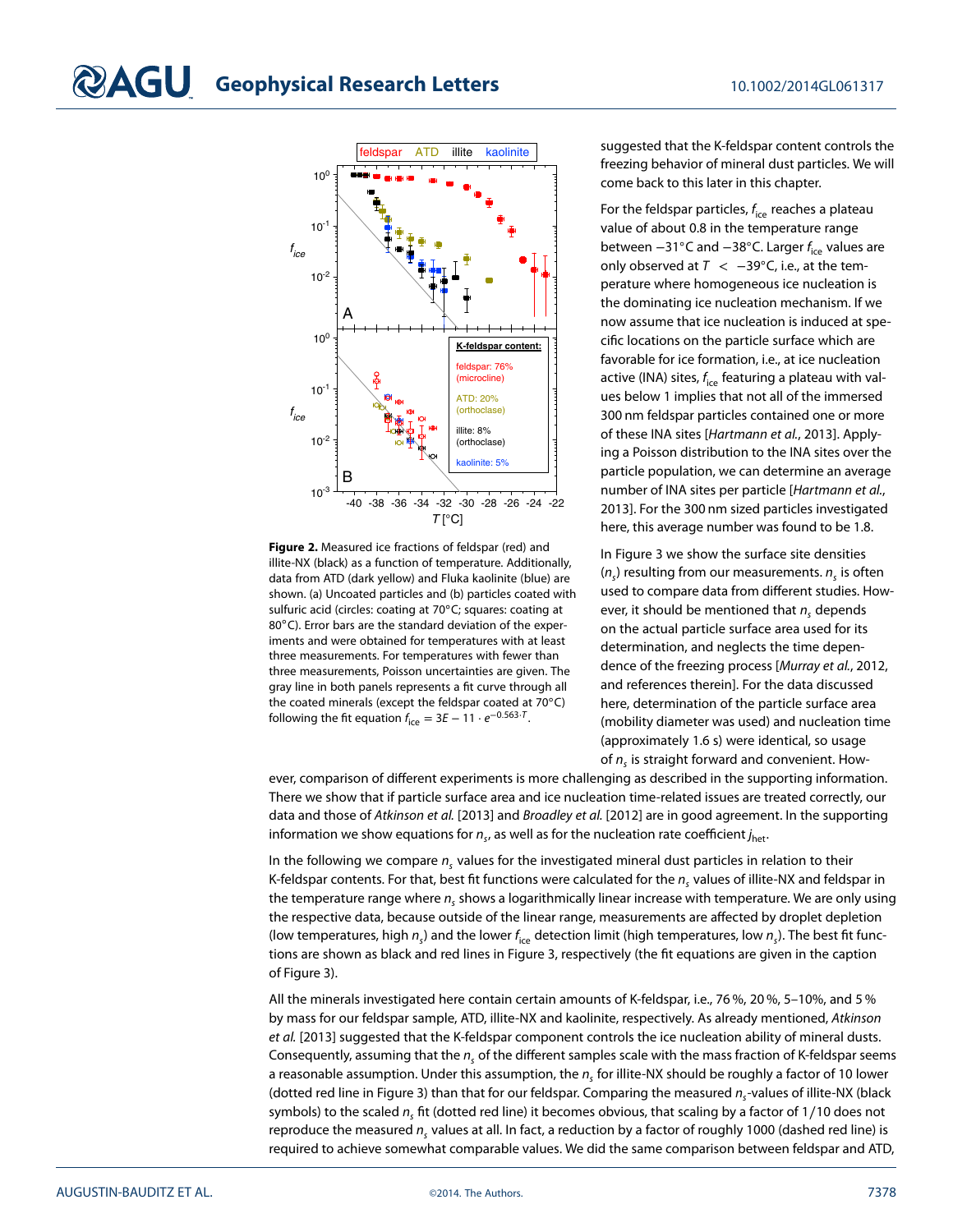**Figure 2.** Measured ice fractions of feldspar (red) and illite-NX (black) as a function of temperature. Additionally, data from ATD (dark yellow) and Fluka kaolinite (blue) are shown. (a) Uncoated particles and (b) particles coated with sulfuric acid (circles: coating at 70°C; squares: coating at 80°C). Error bars are the standard deviation of the experiments and were obtained for temperatures with at least three measurements. For temperatures with fewer than three measurements, Poisson uncertainties are given. The gray line in both panels represents a fit curve through all the coated minerals (except the feldspar coated at 70°C) following the fit equation $f_{ice} = 3E-11 \cdot e^{-0.563 \cdot T}$.

suggested that the K-feldspar content controls the freezing behavior of mineral dust particles. We will come back to this later in this chapter.

For the feldspar particles, $f_{ice}$ reaches a plateau value of about 0.8 in the temperature range between −31°C and −38°C. Larger $f_{ice}$ values are only observed at $T < -39$°C, i.e., at the temperature where homogeneous ice nucleation is the dominating ice nucleation mechanism. If we now assume that ice nucleation is induced at specific locations on the particle surface which are favorable for ice formation, i.e., at ice nucleation active (INA) sites, $f_{ice}$ featuring a plateau with values below 1 implies that not all of the immersed 300 nm feldspar particles contained one or more of these INA sites [*Hartmann et al.*, 2013]. Applying a Poisson distribution to the INA sites over the particle population, we can determine an average number of INA sites per particle [*Hartmann et al.*, 2013]. For the 300 nm sized particles investigated here, this average number was found to be 1.8.

In Figure 3 we show the surface site densities ($n_s$) resulting from our measurements. $n_s$ is often used to compare data from different studies. However, it should be mentioned that $n_s$ depends on the actual particle surface area used for its determination, and neglects the time dependence of the freezing process [*Murray et al.*, 2012, and references therein]. For the data discussed here, determination of the particle surface area (mobility diameter was used) and nucleation time (approximately 1.6 s) were identical, so usage of $n_s$ is straight forward and convenient. However, comparison of different experiments is more challenging as described in the supporting information. There we show that if particle surface area and ice nucleation time-related issues are treated correctly, our data and those of *Atkinson et al.* [2013] and *Broadley et al.* [2012] are in good agreement. In the supporting information we show equations for $n_s$, as well as for the nucleation rate coefficient $j_{het}$.

In the following we compare $n_s$ values for the investigated mineral dust particles in relation to their K-feldspar contents. For that, best fit functions were calculated for the $n_s$ values of illite-NX and feldspar in the temperature range where $n_s$ shows a logarithmically linear increase with temperature. We are only using the respective data, because outside of the linear range, measurements are affected by droplet depletion (low temperatures, high $n_s$) and the lower $f_{ice}$ detection limit (high temperatures, low $n_s$). The best fit functions are shown as black and red lines in Figure 3, respectively (the fit equations are given in the caption of Figure 3).

All the minerals investigated here contain certain amounts of K-feldspar, i.e., 76 %, 20 %, 5–10%, and 5 % by mass for our feldspar sample, ATD, illite-NX and kaolinite, respectively. As already mentioned, *Atkinson et al.* [2013] suggested that the K-feldspar component controls the ice nucleation ability of mineral dusts. Consequently, assuming that the $n_s$ of the different samples scale with the mass fraction of K-feldspar seems a reasonable assumption. Under this assumption, the $n_s$ for illite-NX should be roughly a factor of 10 lower (dotted red line in Figure 3) than that for our feldspar. Comparing the measured $n_s$-values of illite-NX (black symbols) to the scaled $n_s$ fit (dotted red line) it becomes obvious, that scaling by a factor of 1/10 does not reproduce the measured $n_s$ values at all. In fact, a reduction by a factor of roughly 1000 (dashed red line) is required to achieve somewhat comparable values. We did the same comparison between feldspar and ATD,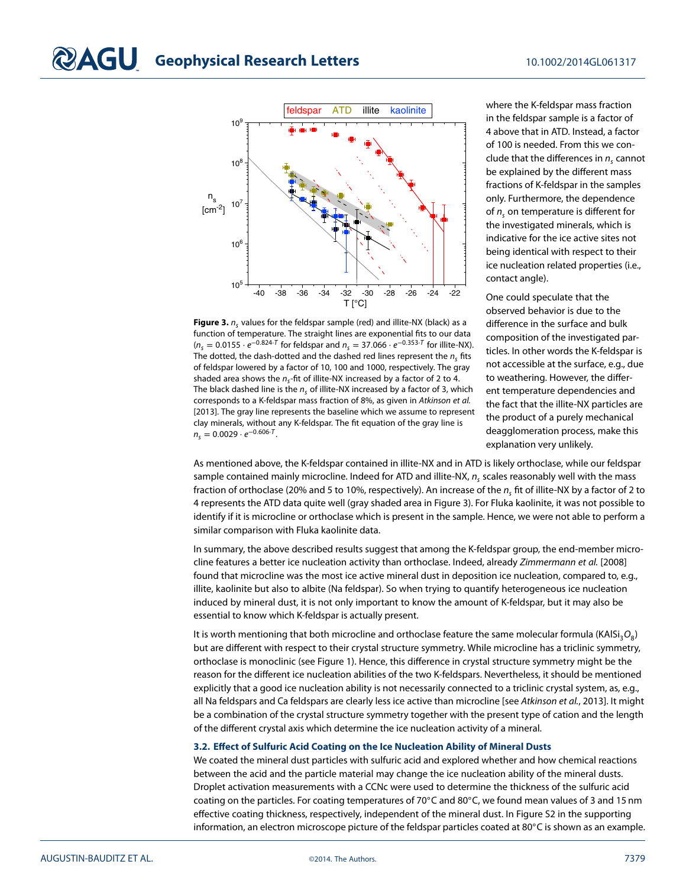**Figure 3.** $n_s$ values for the feldspar sample (red) and illite-NX (black) as a function of temperature. The straight lines are exponential fits to our data ($n_s = 0.0155 \cdot e^{-0.824 \cdot T}$ for feldspar and $n_s = 37.066 \cdot e^{-0.353 \cdot T}$ for illite-NX). The dotted, the dash-dotted and the dashed red lines represent the $n_s$ fits of feldspar lowered by a factor of 10, 100 and 1000, respectively. The gray shaded area shows the $n_s$-fit of illite-NX increased by a factor of 2 to 4. The black dashed line is the $n_s$ of illite-NX increased by a factor of 3, which corresponds to a K-feldspar mass fraction of 8%, as given in *Atkinson et al.* [2013]. The gray line represents the baseline which we assume to represent clay minerals, without any K-feldspar. The fit equation of the gray line is $n_s = 0.0029 \cdot e^{-0.606 \cdot T}$.

where the K-feldspar mass fraction in the feldspar sample is a factor of 4 above that in ATD. Instead, a factor of 100 is needed. From this we conclude that the differences in $n_s$ cannot be explained by the different mass fractions of K-feldspar in the samples only. Furthermore, the dependence of $n_s$ on temperature is different for the investigated minerals, which is indicative for the ice active sites not being identical with respect to their ice nucleation related properties (i.e., contact angle).

One could speculate that the observed behavior is due to the difference in the surface and bulk composition of the investigated particles. In other words the K-feldspar is not accessible at the surface, e.g., due to weathering. However, the different temperature dependencies and the fact that the illite-NX particles are the product of a purely mechanical deagglomeration process, make this explanation very unlikely.

As mentioned above, the K-feldspar contained in illite-NX and in ATD is likely orthoclase, while our feldspar sample contained mainly microcline. Indeed for ATD and illite-NX, $n_s$ scales reasonably well with the mass fraction of orthoclase (20% and 5 to 10%, respectively). An increase of the $n_s$ fit of illite-NX by a factor of 2 to 4 represents the ATD data quite well (gray shaded area in Figure 3). For Fluka kaolinite, it was not possible to identify if it is microcline or orthoclase which is present in the sample. Hence, we were not able to perform a similar comparison with Fluka kaolinite data.

In summary, the above described results suggest that among the K-feldspar group, the end-member microcline features a better ice nucleation activity than orthoclase. Indeed, already *Zimmermann et al.* [2008] found that microcline was the most ice active mineral dust in deposition ice nucleation, compared to, e.g., illite, kaolinite but also to albite (Na feldspar). So when trying to quantify heterogeneous ice nucleation induced by mineral dust, it is not only important to know the amount of K-feldspar, but it may also be essential to know which K-feldspar is actually present.

It is worth mentioning that both microcline and orthoclase feature the same molecular formula ($KAlSi_3O_8$) but are different with respect to their crystal structure symmetry. While microcline has a triclinic symmetry, orthoclase is monoclinic (see Figure 1). Hence, this difference in crystal structure symmetry might be the reason for the different ice nucleation abilities of the two K-feldspars. Nevertheless, it should be mentioned explicitly that a good ice nucleation ability is not necessarily connected to a triclinic crystal system, as, e.g., all Na feldspars and Ca feldspars are clearly less ice active than microcline [see *Atkinson et al.*, 2013]. It might be a combination of the crystal structure symmetry together with the present type of cation and the length of the different crystal axis which determine the ice nucleation activity of a mineral.

### 3.2. Effect of Sulfuric Acid Coating on the Ice Nucleation Ability of Mineral Dusts

We coated the mineral dust particles with sulfuric acid and explored whether and how chemical reactions between the acid and the particle material may change the ice nucleation ability of the mineral dusts. Droplet activation measurements with a CCNc were used to determine the thickness of the sulfuric acid coating on the particles. For coating temperatures of 70°C and 80°C, we found mean values of 3 and 15 nm effective coating thickness, respectively, independent of the mineral dust. In Figure S2 in the supporting information, an electron microscope picture of the feldspar particles coated at 80°C is shown as an example.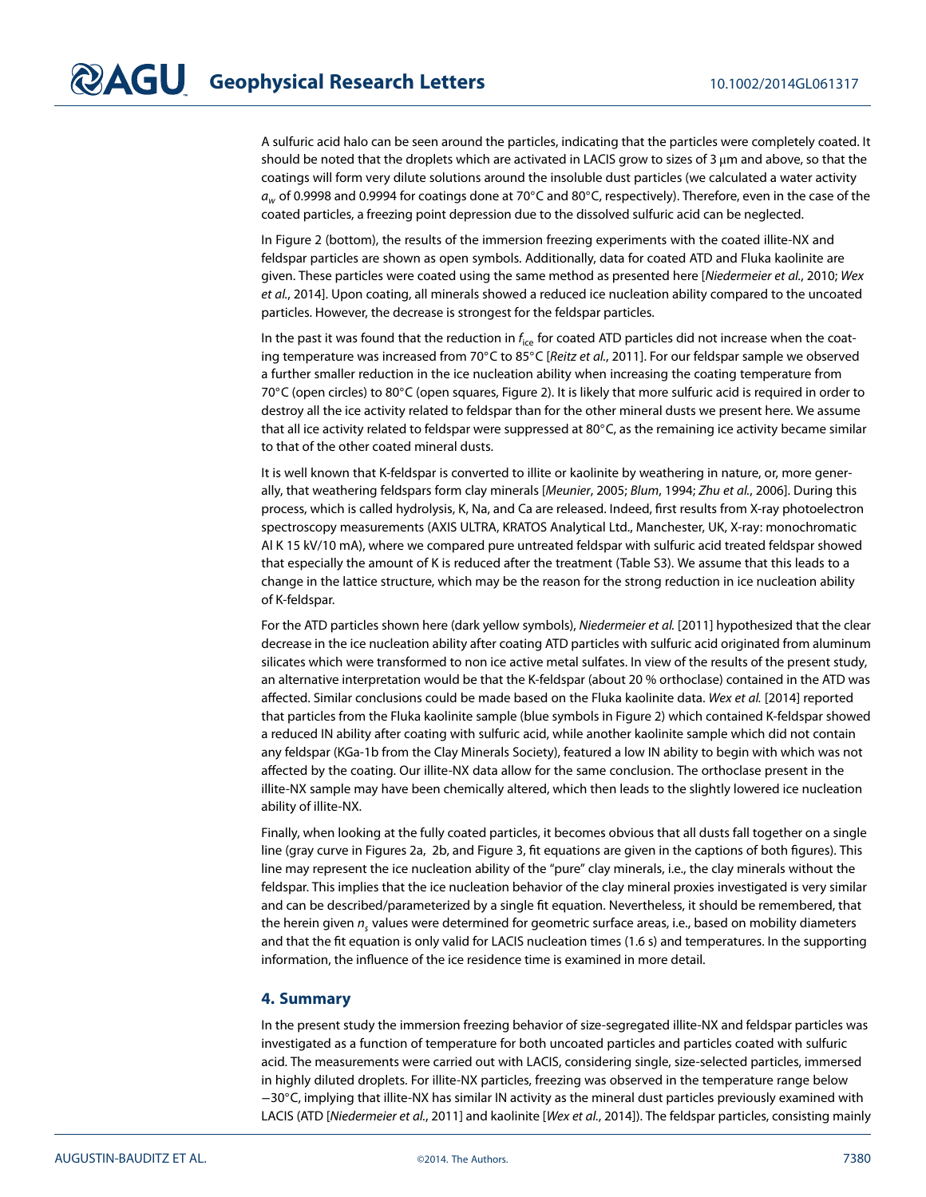A sulfuric acid halo can be seen around the particles, indicating that the particles were completely coated. It should be noted that the droplets which are activated in LACIS grow to sizes of 3 µm and above, so that the coatings will form very dilute solutions around the insoluble dust particles (we calculated a water activity $a_w$ of 0.9998 and 0.9994 for coatings done at 70°C and 80°C, respectively). Therefore, even in the case of the coated particles, a freezing point depression due to the dissolved sulfuric acid can be neglected.

In Figure 2 (bottom), the results of the immersion freezing experiments with the coated illite-NX and feldspar particles are shown as open symbols. Additionally, data for coated ATD and Fluka kaolinite are given. These particles were coated using the same method as presented here [*Niedermeier et al.*, 2010; *Wex et al.*, 2014]. Upon coating, all minerals showed a reduced ice nucleation ability compared to the uncoated particles. However, the decrease is strongest for the feldspar particles.

In the past it was found that the reduction in $f_{ice}$ for coated ATD particles did not increase when the coating temperature was increased from 70°C to 85°C [*Reitz et al.*, 2011]. For our feldspar sample we observed a further smaller reduction in the ice nucleation ability when increasing the coating temperature from 70°C (open circles) to 80°C (open squares, Figure 2). It is likely that more sulfuric acid is required in order to destroy all the ice activity related to feldspar than for the other mineral dusts we present here. We assume that all ice activity related to feldspar were suppressed at 80°C, as the remaining ice activity became similar to that of the other coated mineral dusts.

It is well known that K-feldspar is converted to illite or kaolinite by weathering in nature, or, more generally, that weathering feldspars form clay minerals [*Meunier*, 2005; *Blum*, 1994; *Zhu et al.*, 2006]. During this process, which is called hydrolysis, K, Na, and Ca are released. Indeed, first results from X-ray photoelectron spectroscopy measurements (AXIS ULTRA, KRATOS Analytical Ltd., Manchester, UK, X-ray: monochromatic Al K 15 kV/10 mA), where we compared pure untreated feldspar with sulfuric acid treated feldspar showed that especially the amount of K is reduced after the treatment (Table S3). We assume that this leads to a change in the lattice structure, which may be the reason for the strong reduction in ice nucleation ability of K-feldspar.

For the ATD particles shown here (dark yellow symbols), *Niedermeier et al.* [2011] hypothesized that the clear decrease in the ice nucleation ability after coating ATD particles with sulfuric acid originated from aluminum silicates which were transformed to non ice active metal sulfates. In view of the results of the present study, an alternative interpretation would be that the K-feldspar (about 20 % orthoclase) contained in the ATD was affected. Similar conclusions could be made based on the Fluka kaolinite data. *Wex et al.* [2014] reported that particles from the Fluka kaolinite sample (blue symbols in Figure 2) which contained K-feldspar showed a reduced IN ability after coating with sulfuric acid, while another kaolinite sample which did not contain any feldspar (KGa-1b from the Clay Minerals Society), featured a low IN ability to begin with which was not affected by the coating. Our illite-NX data allow for the same conclusion. The orthoclase present in the illite-NX sample may have been chemically altered, which then leads to the slightly lowered ice nucleation ability of illite-NX.

Finally, when looking at the fully coated particles, it becomes obvious that all dusts fall together on a single line (gray curve in Figures 2a, 2b, and Figure 3, fit equations are given in the captions of both figures). This line may represent the ice nucleation ability of the "pure" clay minerals, i.e., the clay minerals without the feldspar. This implies that the ice nucleation behavior of the clay mineral proxies investigated is very similar and can be described/parameterized by a single fit equation. Nevertheless, it should be remembered, that the herein given $n_s$ values were determined for geometric surface areas, i.e., based on mobility diameters and that the fit equation is only valid for LACIS nucleation times (1.6 s) and temperatures. In the supporting information, the influence of the ice residence time is examined in more detail.

## 4. Summary

In the present study the immersion freezing behavior of size-segregated illite-NX and feldspar particles was investigated as a function of temperature for both uncoated particles and particles coated with sulfuric acid. The measurements were carried out with LACIS, considering single, size-selected particles, immersed in highly diluted droplets. For illite-NX particles, freezing was observed in the temperature range below −30°C, implying that illite-NX has similar IN activity as the mineral dust particles previously examined with LACIS (ATD [*Niedermeier et al.*, 2011] and kaolinite [*Wex et al.*, 2014]). The feldspar particles, consisting mainly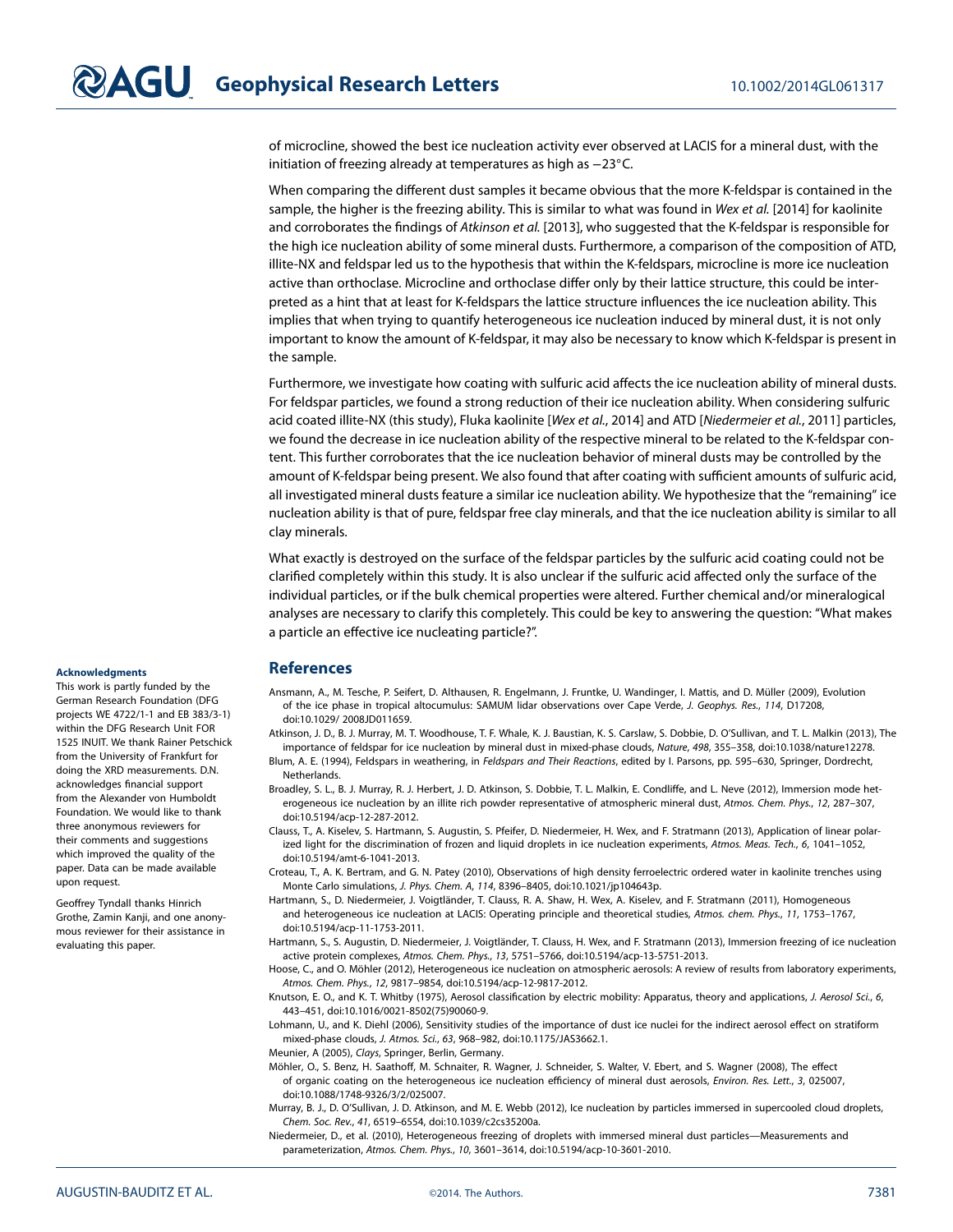of microcline, showed the best ice nucleation activity ever observed at LACIS for a mineral dust, with the initiation of freezing already at temperatures as high as −23°C.

When comparing the different dust samples it became obvious that the more K-feldspar is contained in the sample, the higher is the freezing ability. This is similar to what was found in *Wex et al.* [2014] for kaolinite and corroborates the findings of *Atkinson et al.* [2013], who suggested that the K-feldspar is responsible for the high ice nucleation ability of some mineral dusts. Furthermore, a comparison of the composition of ATD, illite-NX and feldspar led us to the hypothesis that within the K-feldspars, microcline is more ice nucleation active than orthoclase. Microcline and orthoclase differ only by their lattice structure, this could be interpreted as a hint that at least for K-feldspars the lattice structure influences the ice nucleation ability. This implies that when trying to quantify heterogeneous ice nucleation induced by mineral dust, it is not only important to know the amount of K-feldspar, it may also be necessary to know which K-feldspar is present in the sample.

Furthermore, we investigate how coating with sulfuric acid affects the ice nucleation ability of mineral dusts. For feldspar particles, we found a strong reduction of their ice nucleation ability. When considering sulfuric acid coated illite-NX (this study), Fluka kaolinite [*Wex et al.*, 2014] and ATD [*Niedermeier et al.*, 2011] particles, we found the decrease in ice nucleation ability of the respective mineral to be related to the K-feldspar content. This further corroborates that the ice nucleation behavior of mineral dusts may be controlled by the amount of K-feldspar being present. We also found that after coating with sufficient amounts of sulfuric acid, all investigated mineral dusts feature a similar ice nucleation ability. We hypothesize that the "remaining" ice nucleation ability is that of pure, feldspar free clay minerals, and that the ice nucleation ability is similar to all clay minerals.

What exactly is destroyed on the surface of the feldspar particles by the sulfuric acid coating could not be clarified completely within this study. It is also unclear if the sulfuric acid affected only the surface of the individual particles, or if the bulk chemical properties were altered. Further chemical and/or mineralogical analyses are necessary to clarify this completely. This could be key to answering the question: "What makes a particle an effective ice nucleating particle?".

#### Acknowledgments

This work is partly funded by the German Research Foundation (DFG projects WE 4722/1-1 and EB 383/3-1) within the DFG Research Unit FOR 1525 INUIT. We thank Rainer Petschick from the University of Frankfurt for doing the XRD measurements. D.N. acknowledges financial support from the Alexander von Humboldt Foundation. We would like to thank three anonymous reviewers for their comments and suggestions which improved the quality of the paper. Data can be made available upon request.

Geoffrey Tyndall thanks Hinrich Grothe, Zamin Kanji, and one anonymous reviewer for their assistance in evaluating this paper.

## References

Ansmann, A., M. Tesche, P. Seifert, D. Althausen, R. Engelmann, J. Fruntke, U. Wandinger, I. Mattis, and D. Müller (2009), Evolution of the ice phase in tropical altocumulus: SAMUM lidar observations over Cape Verde, *J. Geophys. Res.*, *114*, D17208, doi:10.1029/ 2008JD011659.

Atkinson, J. D., B. J. Murray, M. T. Woodhouse, T. F. Whale, K. J. Baustian, K. S. Carslaw, S. Dobbie, D. O'Sullivan, and T. L. Malkin (2013), The importance of feldspar for ice nucleation by mineral dust in mixed-phase clouds, *Nature*, *498*, 355–358, doi:10.1038/nature12278.

Blum, A. E. (1994), Feldspars in weathering, in *Feldspars and Their Reactions*, edited by I. Parsons, pp. 595–630, Springer, Dordrecht, Netherlands.

Broadley, S. L., B. J. Murray, R. J. Herbert, J. D. Atkinson, S. Dobbie, T. L. Malkin, E. Condliffe, and L. Neve (2012), Immersion mode heterogeneous ice nucleation by an illite rich powder representative of atmospheric mineral dust, *Atmos. Chem. Phys.*, *12*, 287–307, doi:10.5194/acp-12-287-2012.

Clauss, T., A. Kiselev, S. Hartmann, S. Augustin, S. Pfeifer, D. Niedermeier, H. Wex, and F. Stratmann (2013), Application of linear polarized light for the discrimination of frozen and liquid droplets in ice nucleation experiments, *Atmos. Meas. Tech.*, *6*, 1041–1052, doi:10.5194/amt-6-1041-2013.

Croteau, T., A. K. Bertram, and G. N. Patey (2010), Observations of high density ferroelectric ordered water in kaolinite trenches using Monte Carlo simulations, *J. Phys. Chem. A*, *114*, 8396–8405, doi:10.1021/jp104643p.

Hartmann, S., D. Niedermeier, J. Voigtländer, T. Clauss, R. A. Shaw, H. Wex, A. Kiselev, and F. Stratmann (2011), Homogeneous and heterogeneous ice nucleation at LACIS: Operating principle and theoretical studies, *Atmos. chem. Phys.*, *11*, 1753–1767, doi:10.5194/acp-11-1753-2011.

Hartmann, S., S. Augustin, D. Niedermeier, J. Voigtländer, T. Clauss, H. Wex, and F. Stratmann (2013), Immersion freezing of ice nucleation active protein complexes, *Atmos. Chem. Phys.*, *13*, 5751–5766, doi:10.5194/acp-13-5751-2013.

Hoose, C., and O. Möhler (2012), Heterogeneous ice nucleation on atmospheric aerosols: A review of results from laboratory experiments, *Atmos. Chem. Phys.*, *12*, 9817–9854, doi:10.5194/acp-12-9817-2012.

Knutson, E. O., and K. T. Whitby (1975), Aerosol classification by electric mobility: Apparatus, theory and applications, *J. Aerosol Sci.*, *6*, 443–451, doi:10.1016/0021-8502(75)90060-9.

Lohmann, U., and K. Diehl (2006), Sensitivity studies of the importance of dust ice nuclei for the indirect aerosol effect on stratiform mixed-phase clouds, *J. Atmos. Sci.*, *63*, 968–982, doi:10.1175/JAS3662.1.

Meunier, A (2005), *Clays*, Springer, Berlin, Germany.

Möhler, O., S. Benz, H. Saathoff, M. Schnaiter, R. Wagner, J. Schneider, S. Walter, V. Ebert, and S. Wagner (2008), The effect of organic coating on the heterogeneous ice nucleation efficiency of mineral dust aerosols, *Environ. Res. Lett.*, *3*, 025007, doi:10.1088/1748-9326/3/2/025007.

Murray, B. J., D. O'Sullivan, J. D. Atkinson, and M. E. Webb (2012), Ice nucleation by particles immersed in supercooled cloud droplets, *Chem. Soc. Rev.*, *41*, 6519–6554, doi:10.1039/c2cs35200a.

Niedermeier, D., et al. (2010), Heterogeneous freezing of droplets with immersed mineral dust particles—Measurements and parameterization, *Atmos. Chem. Phys.*, *10*, 3601–3614, doi:10.5194/acp-10-3601-2010.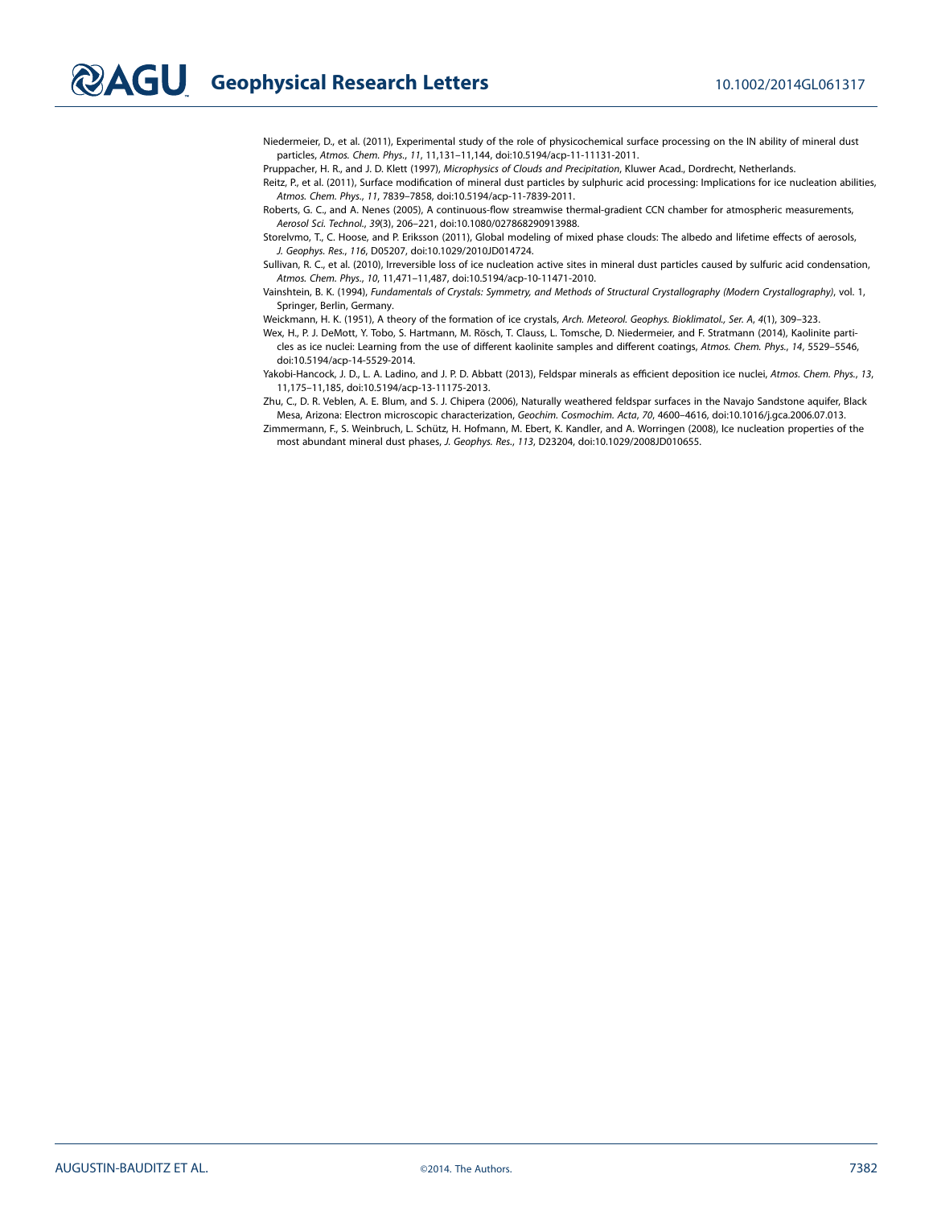Niedermeier, D., et al. (2011), Experimental study of the role of physicochemical surface processing on the IN ability of mineral dust particles, *Atmos. Chem. Phys.*, *11*, 11,131–11,144, doi:10.5194/acp-11-11131-2011.

Pruppacher, H. R., and J. D. Klett (1997), *Microphysics of Clouds and Precipitation*, Kluwer Acad., Dordrecht, Netherlands.

Reitz, P., et al. (2011), Surface modification of mineral dust particles by sulphuric acid processing: Implications for ice nucleation abilities, *Atmos. Chem. Phys.*, *11*, 7839–7858, doi:10.5194/acp-11-7839-2011.

Roberts, G. C., and A. Nenes (2005), A continuous-flow streamwise thermal-gradient CCN chamber for atmospheric measurements, *Aerosol Sci. Technol.*, *39*(3), 206–221, doi:10.1080/027868290913988.

Storelvmo, T., C. Hoose, and P. Eriksson (2011), Global modeling of mixed phase clouds: The albedo and lifetime effects of aerosols, *J. Geophys. Res.*, *116*, D05207, doi:10.1029/2010JD014724.

Sullivan, R. C., et al. (2010), Irreversible loss of ice nucleation active sites in mineral dust particles caused by sulfuric acid condensation, *Atmos. Chem. Phys.*, *10*, 11,471–11,487, doi:10.5194/acp-10-11471-2010.

Vainshtein, B. K. (1994), *Fundamentals of Crystals: Symmetry, and Methods of Structural Crystallography (Modern Crystallography)*, vol. 1, Springer, Berlin, Germany.

Weickmann, H. K. (1951), A theory of the formation of ice crystals, *Arch. Meteorol. Geophys. Bioklimatol., Ser. A*, *4*(1), 309–323.

Wex, H., P. J. DeMott, Y. Tobo, S. Hartmann, M. Rösch, T. Clauss, L. Tomsche, D. Niedermeier, and F. Stratmann (2014), Kaolinite particles as ice nuclei: Learning from the use of different kaolinite samples and different coatings, *Atmos. Chem. Phys.*, *14*, 5529–5546, doi:10.5194/acp-14-5529-2014.

Yakobi-Hancock, J. D., L. A. Ladino, and J. P. D. Abbatt (2013), Feldspar minerals as efficient deposition ice nuclei, *Atmos. Chem. Phys.*, *13*, 11,175–11,185, doi:10.5194/acp-13-11175-2013.

Zhu, C., D. R. Veblen, A. E. Blum, and S. J. Chipera (2006), Naturally weathered feldspar surfaces in the Navajo Sandstone aquifer, Black Mesa, Arizona: Electron microscopic characterization, *Geochim. Cosmochim. Acta*, *70*, 4600–4616, doi:10.1016/j.gca.2006.07.013.

Zimmermann, F., S. Weinbruch, L. Schütz, H. Hofmann, M. Ebert, K. Kandler, and A. Worringen (2008), Ice nucleation properties of the most abundant mineral dust phases, *J. Geophys. Res.*, *113*, D23204, doi:10.1029/2008JD010655.